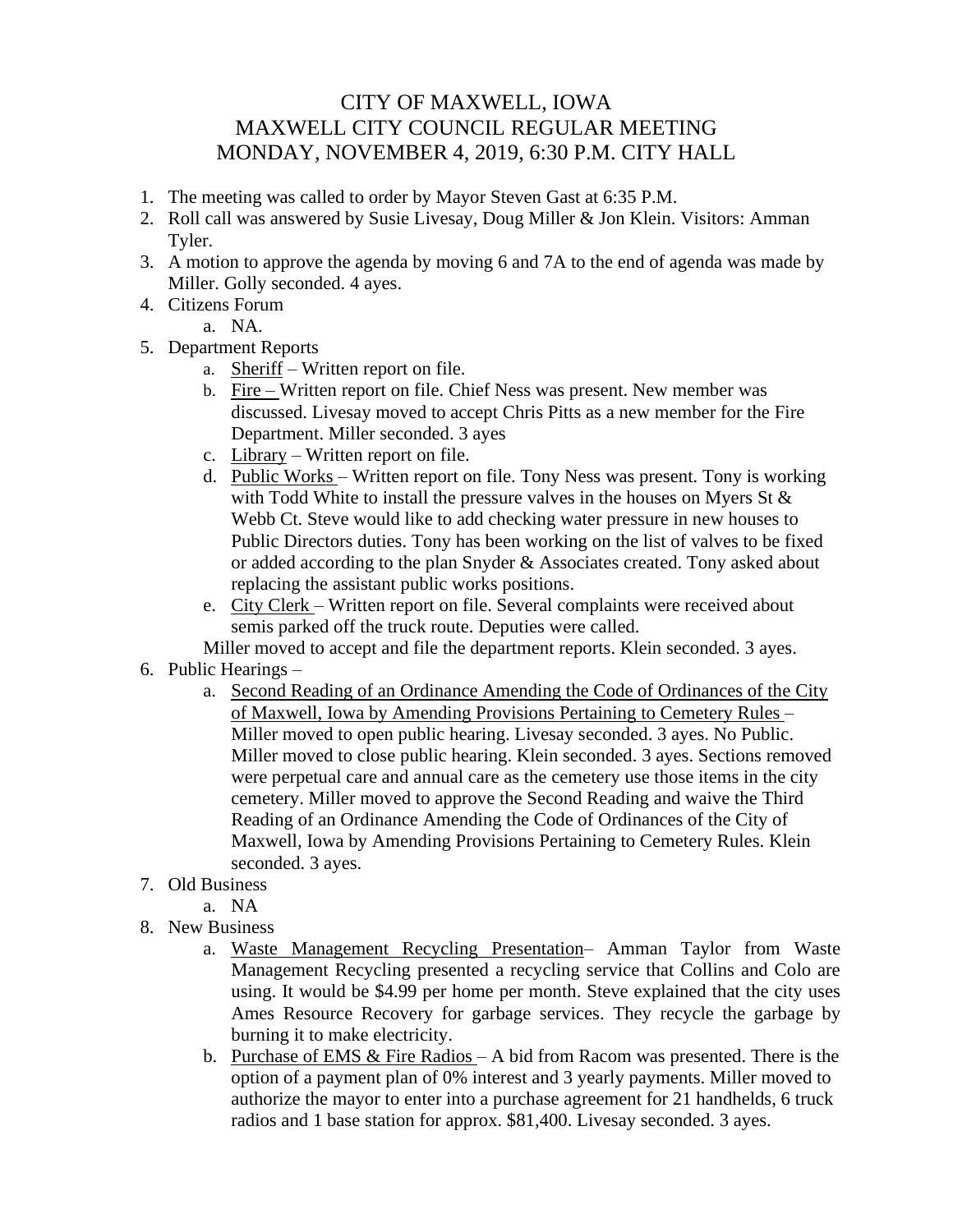# CITY OF MAXWELL, IOWA
# MAXWELL CITY COUNCIL REGULAR MEETING
# MONDAY, NOVEMBER 4, 2019, 6:30 P.M. CITY HALL

1. The meeting was called to order by Mayor Steven Gast at 6:35 P.M.
2. Roll call was answered by Susie Livesay, Doug Miller & Jon Klein. Visitors: Amman Tyler.
3. A motion to approve the agenda by moving 6 and 7A to the end of agenda was made by Miller. Golly seconded. 4 ayes.
4. Citizens Forum
   a. NA.
5. Department Reports
   a. Sheriff – Written report on file.
   b. Fire – Written report on file. Chief Ness was present. New member was discussed. Livesay moved to accept Chris Pitts as a new member for the Fire Department. Miller seconded. 3 ayes
   c. Library – Written report on file.
   d. Public Works – Written report on file. Tony Ness was present. Tony is working with Todd White to install the pressure valves in the houses on Myers St & Webb Ct. Steve would like to add checking water pressure in new houses to Public Directors duties. Tony has been working on the list of valves to be fixed or added according to the plan Snyder & Associates created. Tony asked about replacing the assistant public works positions.
   e. City Clerk – Written report on file. Several complaints were received about semis parked off the truck route. Deputies were called.

   Miller moved to accept and file the department reports. Klein seconded. 3 ayes.
6. Public Hearings –
   a. Second Reading of an Ordinance Amending the Code of Ordinances of the City of Maxwell, Iowa by Amending Provisions Pertaining to Cemetery Rules – Miller moved to open public hearing. Livesay seconded. 3 ayes. No Public. Miller moved to close public hearing. Klein seconded. 3 ayes. Sections removed were perpetual care and annual care as the cemetery use those items in the city cemetery. Miller moved to approve the Second Reading and waive the Third Reading of an Ordinance Amending the Code of Ordinances of the City of Maxwell, Iowa by Amending Provisions Pertaining to Cemetery Rules. Klein seconded. 3 ayes.
7. Old Business
   a. NA
8. New Business
   a. Waste Management Recycling Presentation– Amman Taylor from Waste Management Recycling presented a recycling service that Collins and Colo are using. It would be $4.99 per home per month. Steve explained that the city uses Ames Resource Recovery for garbage services. They recycle the garbage by burning it to make electricity.
   b. Purchase of EMS & Fire Radios – A bid from Racom was presented. There is the option of a payment plan of 0% interest and 3 yearly payments. Miller moved to authorize the mayor to enter into a purchase agreement for 21 handhelds, 6 truck radios and 1 base station for approx. $81,400. Livesay seconded. 3 ayes.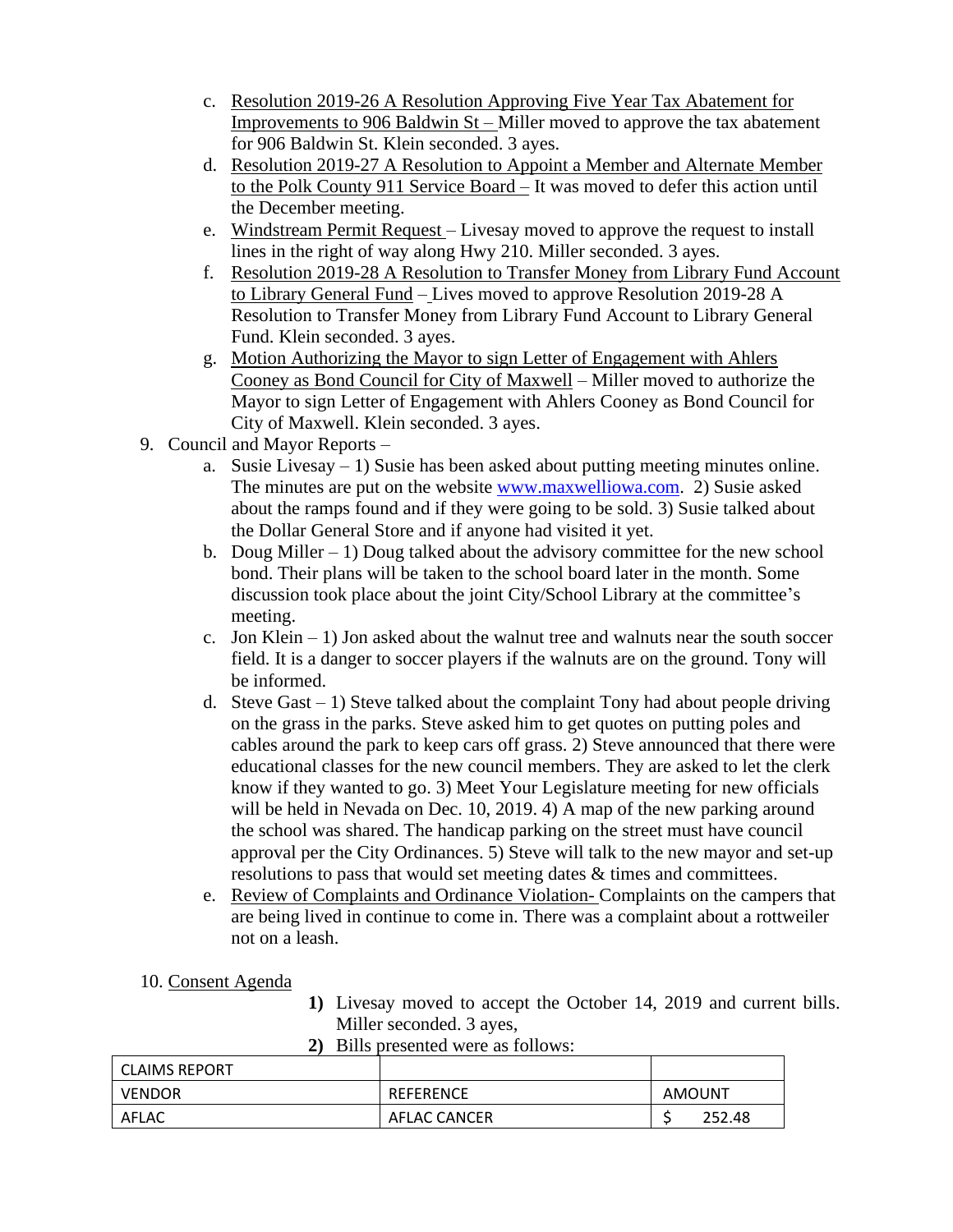c. Resolution 2019-26 A Resolution Approving Five Year Tax Abatement for Improvements to 906 Baldwin St – Miller moved to approve the tax abatement for 906 Baldwin St. Klein seconded. 3 ayes.
d. Resolution 2019-27 A Resolution to Appoint a Member and Alternate Member to the Polk County 911 Service Board – It was moved to defer this action until the December meeting.
e. Windstream Permit Request – Livesay moved to approve the request to install lines in the right of way along Hwy 210. Miller seconded. 3 ayes.
f. Resolution 2019-28 A Resolution to Transfer Money from Library Fund Account to Library General Fund – Lives moved to approve Resolution 2019-28 A Resolution to Transfer Money from Library Fund Account to Library General Fund. Klein seconded. 3 ayes.
g. Motion Authorizing the Mayor to sign Letter of Engagement with Ahlers Cooney as Bond Council for City of Maxwell – Miller moved to authorize the Mayor to sign Letter of Engagement with Ahlers Cooney as Bond Council for City of Maxwell. Klein seconded. 3 ayes.

9. Council and Mayor Reports –
   a. Susie Livesay – 1) Susie has been asked about putting meeting minutes online. The minutes are put on the website www.maxwelliowa.com. 2) Susie asked about the ramps found and if they were going to be sold. 3) Susie talked about the Dollar General Store and if anyone had visited it yet.
   b. Doug Miller – 1) Doug talked about the advisory committee for the new school bond. Their plans will be taken to the school board later in the month. Some discussion took place about the joint City/School Library at the committee's meeting.
   c. Jon Klein – 1) Jon asked about the walnut tree and walnuts near the south soccer field. It is a danger to soccer players if the walnuts are on the ground. Tony will be informed.
   d. Steve Gast – 1) Steve talked about the complaint Tony had about people driving on the grass in the parks. Steve asked him to get quotes on putting poles and cables around the park to keep cars off grass. 2) Steve announced that there were educational classes for the new council members. They are asked to let the clerk know if they wanted to go. 3) Meet Your Legislature meeting for new officials will be held in Nevada on Dec. 10, 2019. 4) A map of the new parking around the school was shared. The handicap parking on the street must have council approval per the City Ordinances. 5) Steve will talk to the new mayor and set-up resolutions to pass that would set meeting dates & times and committees.
   e. Review of Complaints and Ordinance Violation- Complaints on the campers that are being lived in continue to come in. There was a complaint about a rottweiler not on a leash.

10. Consent Agenda

   **1)** Livesay moved to accept the October 14, 2019 and current bills. Miller seconded. 3 ayes,

   **2)** Bills presented were as follows:

| CLAIMS REPORT | | |
|---|---|---|
| VENDOR | REFERENCE | AMOUNT |
| AFLAC | AFLAC CANCER | $ 252.48 |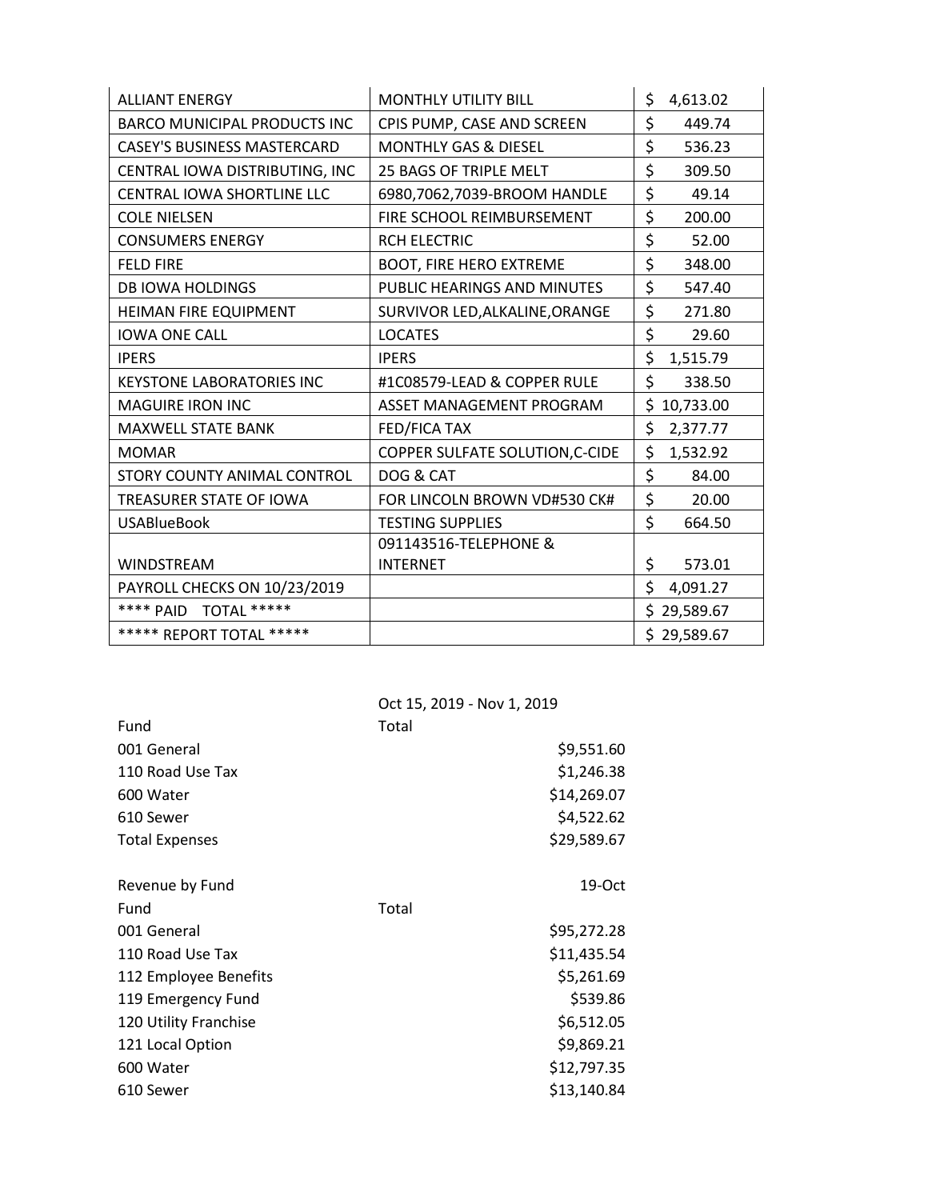| | | |
|---|---|---|
| ALLIANT ENERGY | MONTHLY UTILITY BILL | $ 4,613.02 |
| BARCO MUNICIPAL PRODUCTS INC | CPIS PUMP, CASE AND SCREEN | $ 449.74 |
| CASEY'S BUSINESS MASTERCARD | MONTHLY GAS & DIESEL | $ 536.23 |
| CENTRAL IOWA DISTRIBUTING, INC | 25 BAGS OF TRIPLE MELT | $ 309.50 |
| CENTRAL IOWA SHORTLINE LLC | 6980,7062,7039-BROOM HANDLE | $ 49.14 |
| COLE NIELSEN | FIRE SCHOOL REIMBURSEMENT | $ 200.00 |
| CONSUMERS ENERGY | RCH ELECTRIC | $ 52.00 |
| FELD FIRE | BOOT, FIRE HERO EXTREME | $ 348.00 |
| DB IOWA HOLDINGS | PUBLIC HEARINGS AND MINUTES | $ 547.40 |
| HEIMAN FIRE EQUIPMENT | SURVIVOR LED,ALKALINE,ORANGE | $ 271.80 |
| IOWA ONE CALL | LOCATES | $ 29.60 |
| IPERS | IPERS | $ 1,515.79 |
| KEYSTONE LABORATORIES INC | #1C08579-LEAD & COPPER RULE | $ 338.50 |
| MAGUIRE IRON INC | ASSET MANAGEMENT PROGRAM | $ 10,733.00 |
| MAXWELL STATE BANK | FED/FICA TAX | $ 2,377.77 |
| MOMAR | COPPER SULFATE SOLUTION,C-CIDE | $ 1,532.92 |
| STORY COUNTY ANIMAL CONTROL | DOG & CAT | $ 84.00 |
| TREASURER STATE OF IOWA | FOR LINCOLN BROWN VD#530 CK# | $ 20.00 |
| USABlueBook | TESTING SUPPLIES | $ 664.50 |
| WINDSTREAM | 091143516-TELEPHONE & INTERNET | $ 573.01 |
| PAYROLL CHECKS ON 10/23/2019 | | $ 4,091.27 |
| **** PAID TOTAL ***** | | $ 29,589.67 |
| ***** REPORT TOTAL ***** | | $ 29,589.67 |

| | Oct 15, 2019 - Nov 1, 2019 |
|---|---|
| Fund | Total |
| 001 General | $9,551.60 |
| 110 Road Use Tax | $1,246.38 |
| 600 Water | $14,269.07 |
| 610 Sewer | $4,522.62 |
| Total Expenses | $29,589.67 |

| Revenue by Fund | 19-Oct |
|---|---|
| Fund | Total |
| 001 General | $95,272.28 |
| 110 Road Use Tax | $11,435.54 |
| 112 Employee Benefits | $5,261.69 |
| 119 Emergency Fund | $539.86 |
| 120 Utility Franchise | $6,512.05 |
| 121 Local Option | $9,869.21 |
| 600 Water | $12,797.35 |
| 610 Sewer | $13,140.84 |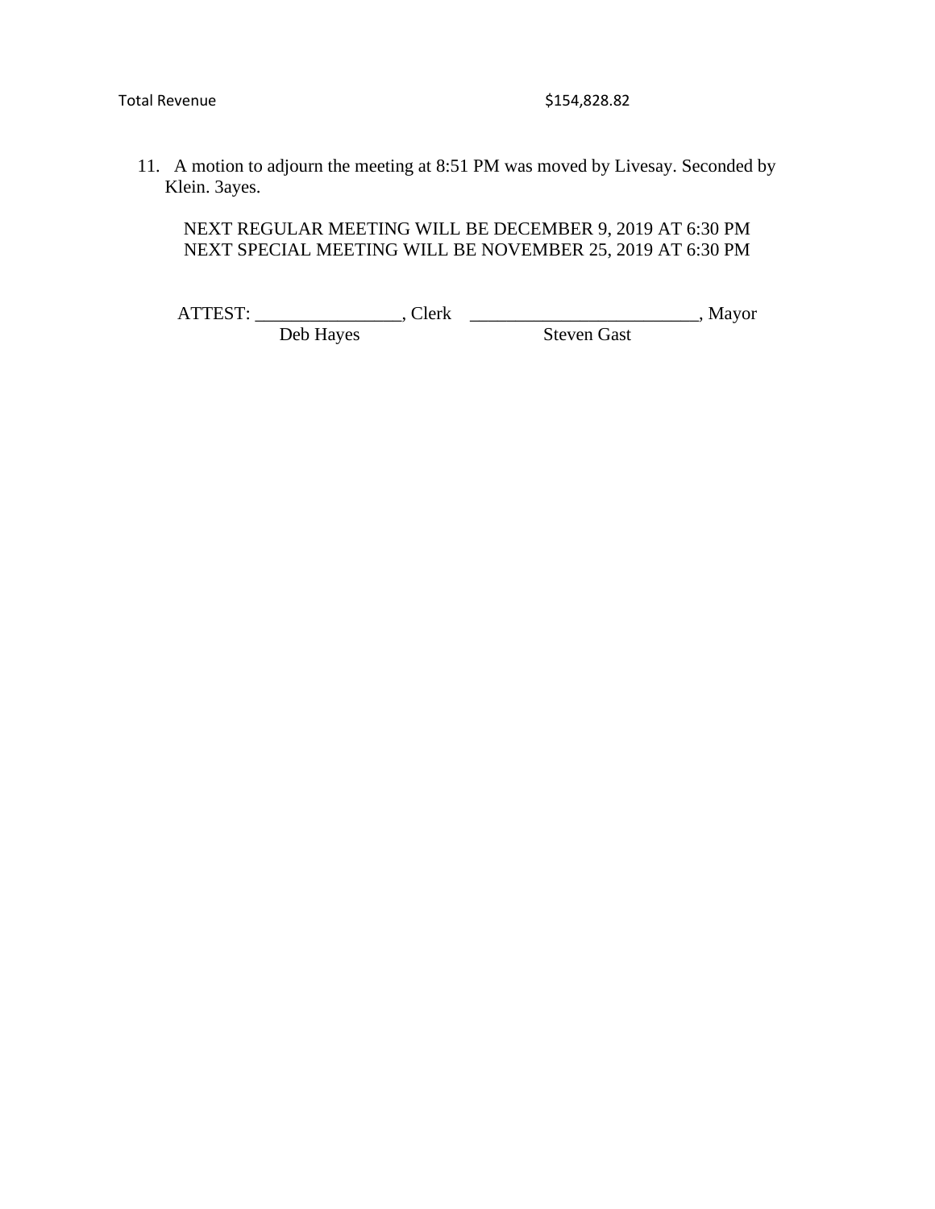| | |
|---|---|
| Total Revenue | $154,828.82 |

11. A motion to adjourn the meeting at 8:51 PM was moved by Livesay. Seconded by Klein. 3ayes.

NEXT REGULAR MEETING WILL BE DECEMBER 9, 2019 AT 6:30 PM
NEXT SPECIAL MEETING WILL BE NOVEMBER 25, 2019 AT 6:30 PM

ATTEST: ________________, Clerk    _________________________, Mayor
Deb Hayes    Steven Gast